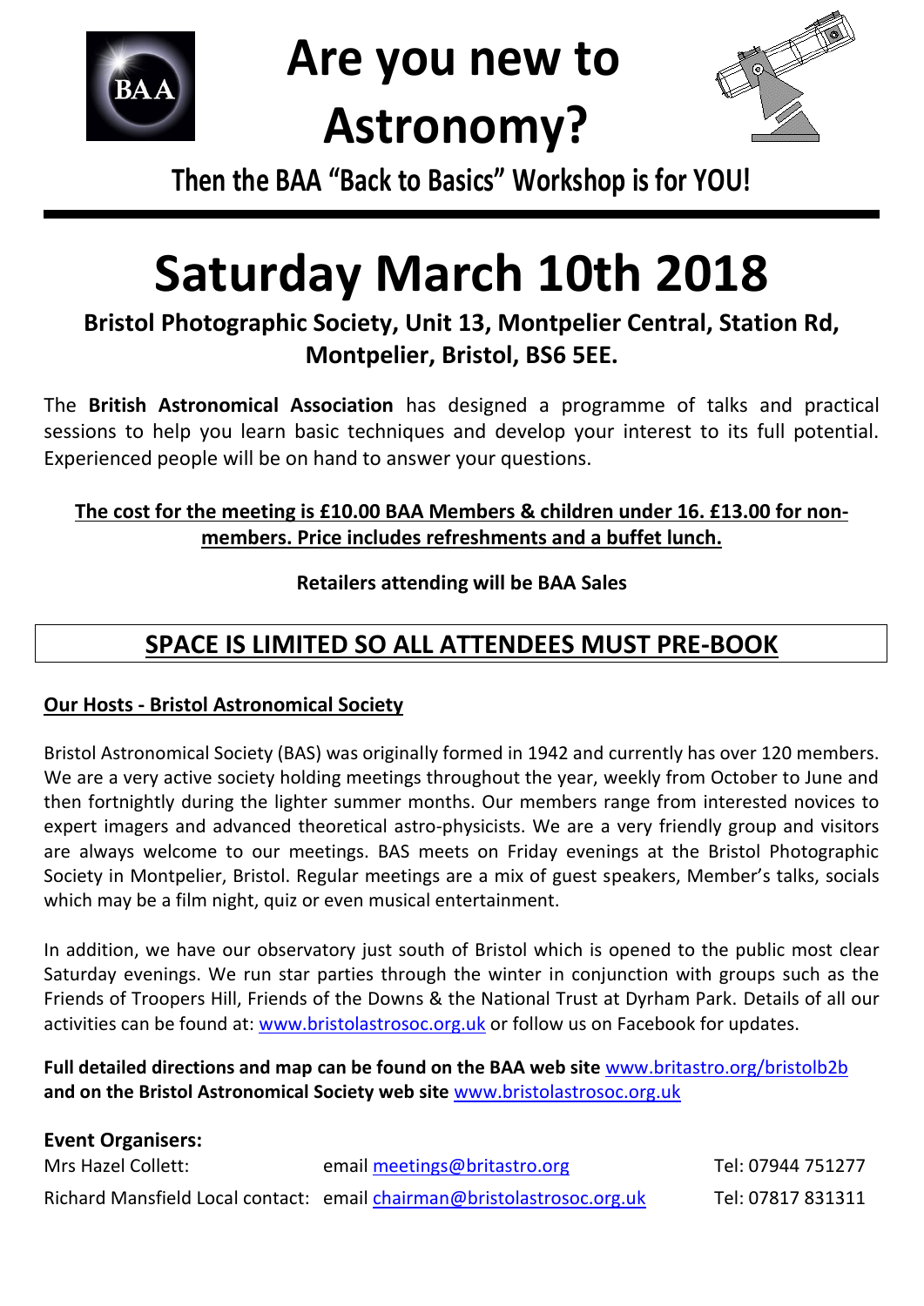# Are you new to Astronomy?

**Then the BAA "Back to Basics" Workshop is for YOU!**

---

# Saturday March 10th 2018

**Bristol Photographic Society, Unit 13, Montpelier Central, Station Rd, Montpelier, Bristol, BS6 5EE.**

The **British Astronomical Association** has designed a programme of talks and practical sessions to help you learn basic techniques and develop your interest to its full potential. Experienced people will be on hand to answer your questions.

**The cost for the meeting is £10.00 BAA Members & children under 16. £13.00 for non-members. Price includes refreshments and a buffet lunch.**

**Retailers attending will be BAA Sales**

## SPACE IS LIMITED SO ALL ATTENDEES MUST PRE-BOOK

**Our Hosts - Bristol Astronomical Society**

Bristol Astronomical Society (BAS) was originally formed in 1942 and currently has over 120 members. We are a very active society holding meetings throughout the year, weekly from October to June and then fortnightly during the lighter summer months. Our members range from interested novices to expert imagers and advanced theoretical astro-physicists. We are a very friendly group and visitors are always welcome to our meetings. BAS meets on Friday evenings at the Bristol Photographic Society in Montpelier, Bristol. Regular meetings are a mix of guest speakers, Member's talks, socials which may be a film night, quiz or even musical entertainment.

In addition, we have our observatory just south of Bristol which is opened to the public most clear Saturday evenings. We run star parties through the winter in conjunction with groups such as the Friends of Troopers Hill, Friends of the Downs & the National Trust at Dyrham Park. Details of all our activities can be found at: www.bristolastrosoc.org.uk or follow us on Facebook for updates.

**Full detailed directions and map can be found on the BAA web site** www.britastro.org/bristolb2b **and on the Bristol Astronomical Society web site** www.bristolastrosoc.org.uk

**Event Organisers:**

| | | |
|---|---|---|
| Mrs Hazel Collett: | email meetings@britastro.org | Tel: 07944 751277 |
| Richard Mansfield Local contact: | email chairman@bristolastrosoc.org.uk | Tel: 07817 831311 |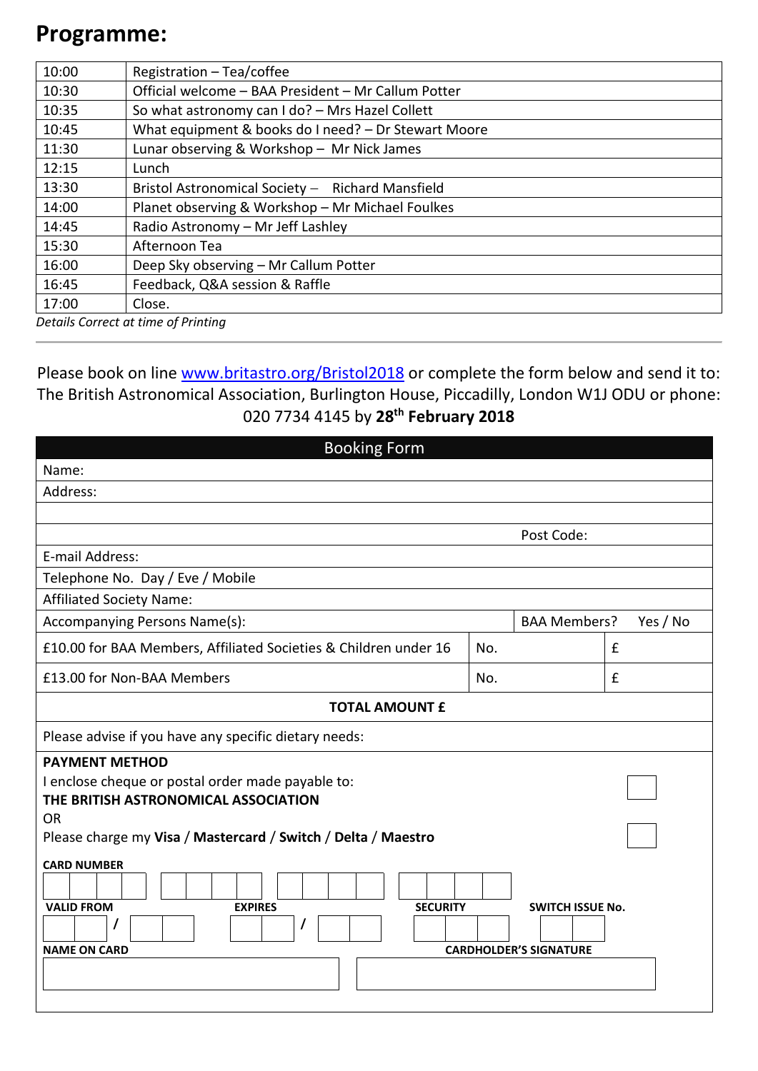# Programme:

| | |
|---|---|
| 10:00 | Registration – Tea/coffee |
| 10:30 | Official welcome – BAA President – Mr Callum Potter |
| 10:35 | So what astronomy can I do? – Mrs Hazel Collett |
| 10:45 | What equipment & books do I need? – Dr Stewart Moore |
| 11:30 | Lunar observing & Workshop – Mr Nick James |
| 12:15 | Lunch |
| 13:30 | Bristol Astronomical Society – Richard Mansfield |
| 14:00 | Planet observing & Workshop – Mr Michael Foulkes |
| 14:45 | Radio Astronomy – Mr Jeff Lashley |
| 15:30 | Afternoon Tea |
| 16:00 | Deep Sky observing – Mr Callum Potter |
| 16:45 | Feedback, Q&A session & Raffle |
| 17:00 | Close. |

*Details Correct at time of Printing*

---

Please book on line www.britastro.org/Bristol2018 or complete the form below and send it to: The British Astronomical Association, Burlington House, Piccadilly, London W1J ODU or phone: 020 7734 4145 by **28th February 2018**

## Booking Form

| | | | |
|---|---|---|---|
| Name: | | | |
| Address: | | | |
| | | | |
| | | Post Code: | |
| E-mail Address: | | | |
| Telephone No. Day / Eve / Mobile | | | |
| Affiliated Society Name: | | | |
| Accompanying Persons Name(s): | | BAA Members? | Yes / No |
| £10.00 for BAA Members, Affiliated Societies & Children under 16 | No. | | £ |
| £13.00 for Non-BAA Members | No. | | £ |
| **TOTAL AMOUNT £** | | | |
| Please advise if you have any specific dietary needs: | | | |

**PAYMENT METHOD**

I enclose cheque or postal order made payable to:
**THE BRITISH ASTRONOMICAL ASSOCIATION** ☐

OR

Please charge my **Visa** / **Mastercard** / **Switch** / **Delta** / **Maestro** ☐

**CARD NUMBER**

**VALID FROM** /

**EXPIRES** /

**SECURITY**

**SWITCH ISSUE No.**

**NAME ON CARD**

**CARDHOLDER'S SIGNATURE**